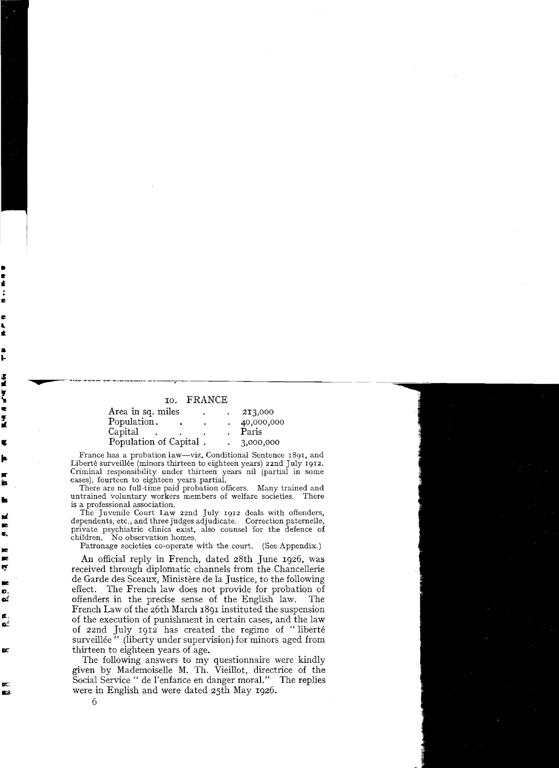## 10. FRANCE

| | |
|---|---|
| Area in sq. miles | 213,000 |
| Population | 40,000,000 |
| Capital | Paris |
| Population of Capital | 3,000,000 |

France has a probation law—viz. Conditional Sentence 1891, and Liberté surveillée (minors thirteen to eighteen years) 22nd July 1912. Criminal responsibility under thirteen years nil (partial in some cases), fourteen to eighteen years partial.

There are no full-time paid probation officers. Many trained and untrained voluntary workers members of welfare societies. There is a professional association.

The Juvenile Court Law 22nd July 1912 deals with offenders, dependents, etc., and three judges adjudicate. Correction paternelle, private psychiatric clinics exist, also counsel for the defence of children. No observation homes.

Patronage societies co-operate with the court. (See Appendix.)

An official reply in French, dated 28th June 1926, was received through diplomatic channels from the Chancellerie de Garde des Sceaux, Ministère de la Justice, to the following effect. The French law does not provide for probation of offenders in the precise sense of the English law. The French Law of the 26th March 1891 instituted the suspension of the execution of punishment in certain cases, and the law of 22nd July 1912 has created the regime of "liberté surveillée" (liberty under supervision) for minors aged from thirteen to eighteen years of age.

The following answers to my questionnaire were kindly given by Mademoiselle M. Th. Vieillot, directrice of the Social Service "de l'enfance en danger moral." The replies were in English and were dated 25th May 1926.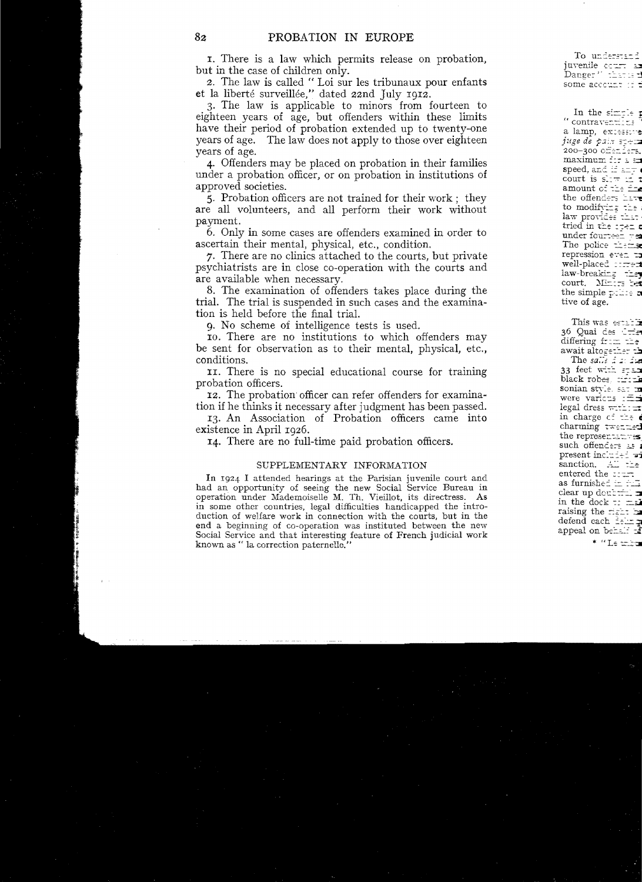1. There is a law which permits release on probation, but in the case of children only.

2. The law is called " Loi sur les tribunaux pour enfants et la liberté surveillée," dated 22nd July 1912.

3. The law is applicable to minors from fourteen to eighteen years of age, but offenders within these limits have their period of probation extended up to twenty-one years of age. The law does not apply to those over eighteen years of age.

4. Offenders may be placed on probation in their families under a probation officer, or on probation in institutions of approved societies.

5. Probation officers are not trained for their work; they are all volunteers, and all perform their work without payment.

6. Only in some cases are offenders examined in order to ascertain their mental, physical, etc., condition.

7. There are no clinics attached to the courts, but private psychiatrists are in close co-operation with the courts and are available when necessary.

8. The examination of offenders takes place during the trial. The trial is suspended in such cases and the examination is held before the final trial.

9. No scheme of intelligence tests is used.

10. There are no institutions to which offenders may be sent for observation as to their mental, physical, etc., conditions.

11. There is no special educational course for training probation officers.

12. The probation officer can refer offenders for examination if he thinks it necessary after judgment has been passed.

13. An Association of Probation officers came into existence in April 1926.

14. There are no full-time paid probation officers.

## SUPPLEMENTARY INFORMATION

In 1924 I attended hearings at the Parisian juvenile court and had an opportunity of seeing the new Social Service Bureau in operation under Mademoiselle M. Th. Vieillot, its directress. As in some other countries, legal difficulties handicapped the introduction of welfare work in connection with the courts, but in the end a beginning of co-operation was instituted between the new Social Service and that interesting feature of French judicial work known as " la correction paternelle."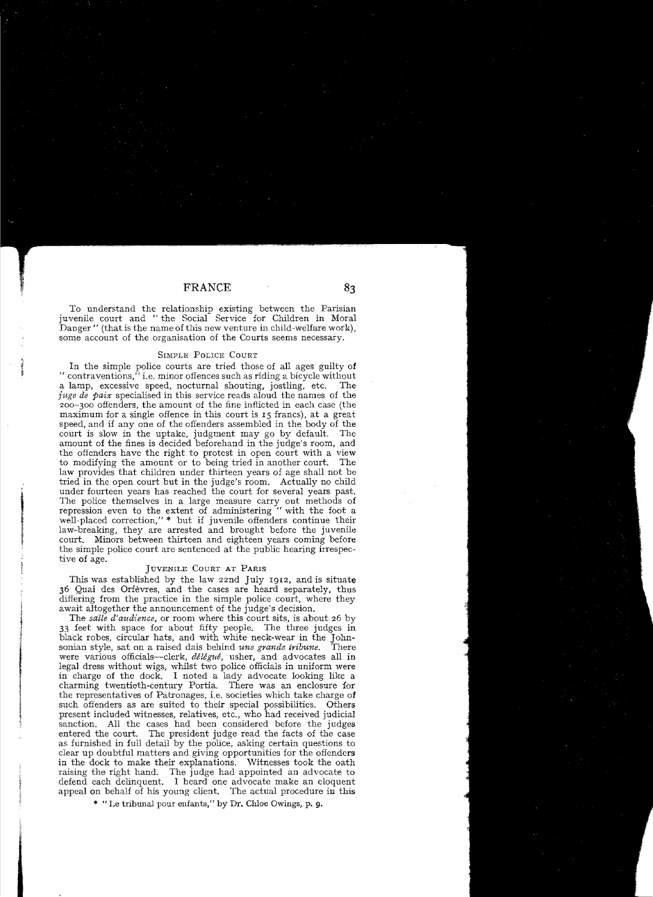To understand the relationship existing between the Parisian juvenile court and "the Social Service for Children in Moral Danger" (that is the name of this new venture in child-welfare work), some account of the organisation of the Courts seems necessary.

### Simple Police Court

In the simple police courts are tried those of all ages guilty of "contraventions," i.e. minor offences such as riding a bicycle without a lamp, excessive speed, nocturnal shouting, jostling, etc. The *juge de paix* specialised in this service reads aloud the names of the 200–300 offenders, the amount of the fine inflicted in each case (the maximum for a single offence in this court is 15 francs), at a great speed, and if any one of the offenders assembled in the body of the court is slow in the uptake, judgment may go by default. The amount of the fines is decided beforehand in the judge's room, and the offenders have the right to protest in open court with a view to modifying the amount or to being tried in another court. The law provides that children under thirteen years of age shall not be tried in the open court but in the judge's room. Actually no child under fourteen years has reached the court for several years past. The police themselves in a large measure carry out methods of repression even to the extent of administering "with the foot a well-placed correction," * but if juvenile offenders continue their law-breaking, they are arrested and brought before the juvenile court. Minors between thirteen and eighteen years coming before the simple police court are sentenced at the public hearing irrespective of age.

### Juvenile Court at Paris

This was established by the law 22nd July 1912, and is situate 36 Quai des Orfèvres, and the cases are heard separately, thus differing from the practice in the simple police court, where they await altogether the announcement of the judge's decision.

The *salle d'audience*, or room where this court sits, is about 26 by 33 feet with space for about fifty people. The three judges in black robes, circular hats, and with white neck-wear in the Johnsonian style, sat on a raised dais behind *une grande tribune*. There were various officials—clerk, *délégué*, usher, and advocates all in legal dress without wigs, whilst two police officials in uniform were in charge of the dock. I noted a lady advocate looking like a charming twentieth-century Portia. There was an enclosure for the representatives of Patronages, i.e. societies which take charge of such offenders as are suited to their special possibilities. Others present included witnesses, relatives, etc., who had received judicial sanction. All the cases had been considered before the judges entered the court. The president judge read the facts of the case as furnished in full detail by the police, asking certain questions to clear up doubtful matters and giving opportunities for the offenders in the dock to make their explanations. Witnesses took the oath raising the right hand. The judge had appointed an advocate to defend each delinquent. I heard one advocate make an eloquent appeal on behalf of his young client. The actual procedure in this

\* "Le tribunal pour enfants," by Dr. Chloe Owings, p. 9.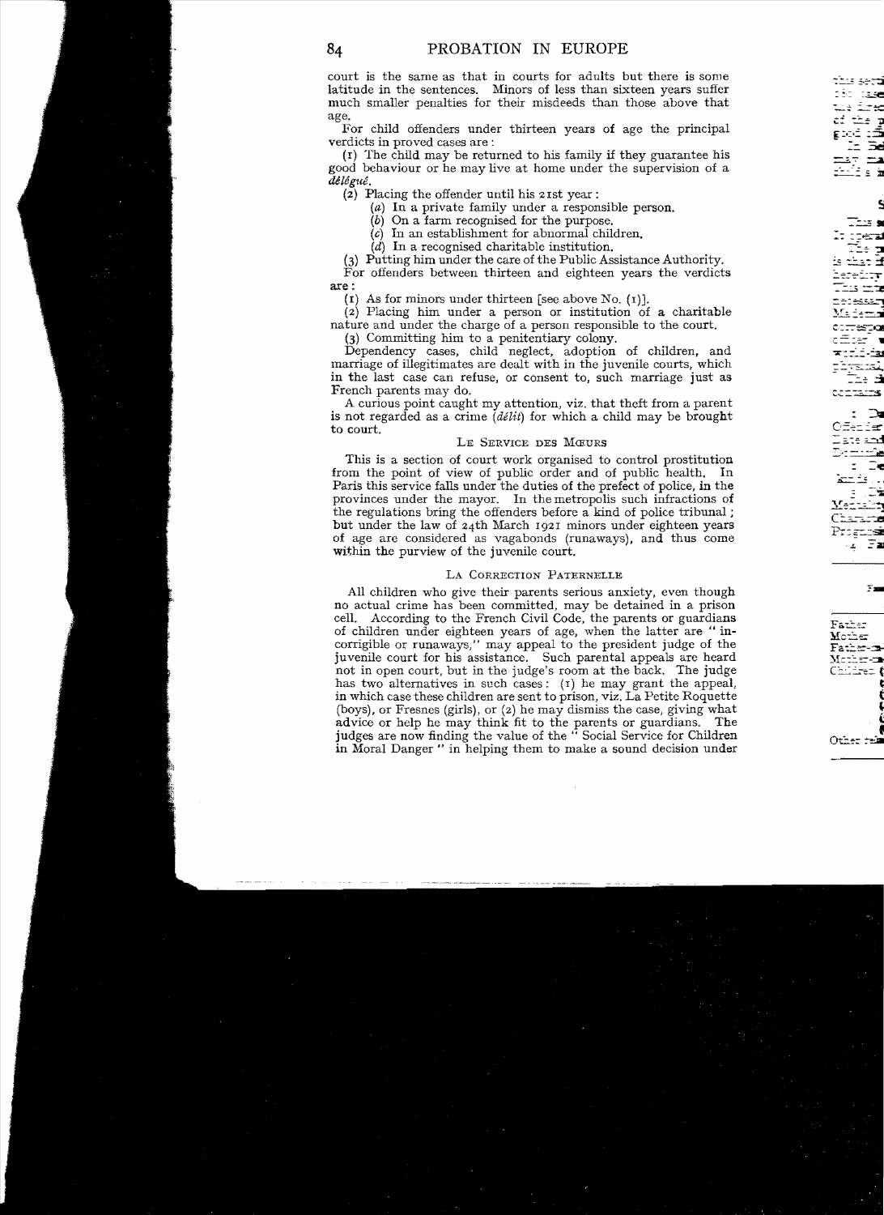court is the same as that in courts for adults but there is some latitude in the sentences. Minors of less than sixteen years suffer much smaller penalties for their misdeeds than those above that age.

For child offenders under thirteen years of age the principal verdicts in proved cases are:

(1) The child may be returned to his family if they guarantee his good behaviour or he may live at home under the supervision of a *délégué*.

(2) Placing the offender until his 21st year:

(*a*) In a private family under a responsible person.
(*b*) On a farm recognised for the purpose.
(*c*) In an establishment for abnormal children.
(*d*) In a recognised charitable institution.

(3) Putting him under the care of the Public Assistance Authority.

For offenders between thirteen and eighteen years the verdicts are:

(1) As for minors under thirteen [see above No. (1)].

(2) Placing him under a person or institution of a charitable nature and under the charge of a person responsible to the court.

(3) Committing him to a penitentiary colony.

Dependency cases, child neglect, adoption of children, and marriage of illegitimates are dealt with in the juvenile courts, which in the last case can refuse, or consent to, such marriage just as French parents may do.

A curious point caught my attention, viz. that theft from a parent is not regarded as a crime (*délit*) for which a child may be brought to court.

### Le Service des Mœurs

This is a section of court work organised to control prostitution from the point of view of public order and of public health. In Paris this service falls under the duties of the prefect of police, in the provinces under the mayor. In the metropolis such infractions of the regulations bring the offenders before a kind of police tribunal; but under the law of 24th March 1921 minors under eighteen years of age are considered as vagabonds (runaways), and thus come within the purview of the juvenile court.

### La Correction Paternelle

All children who give their parents serious anxiety, even though no actual crime has been committed, may be detained in a prison cell. According to the French Civil Code, the parents or guardians of children under eighteen years of age, when the latter are "incorrigible or runaways," may appeal to the president judge of the juvenile court for his assistance. Such parental appeals are heard not in open court, but in the judge's room at the back. The judge has two alternatives in such cases: (1) he may grant the appeal, in which case these children are sent to prison, viz. La Petite Roquette (boys), or Fresnes (girls), or (2) he may dismiss the case, giving what advice or help he may think fit to the parents or guardians. The judges are now finding the value of the "Social Service for Children in Moral Danger" in helping them to make a sound decision under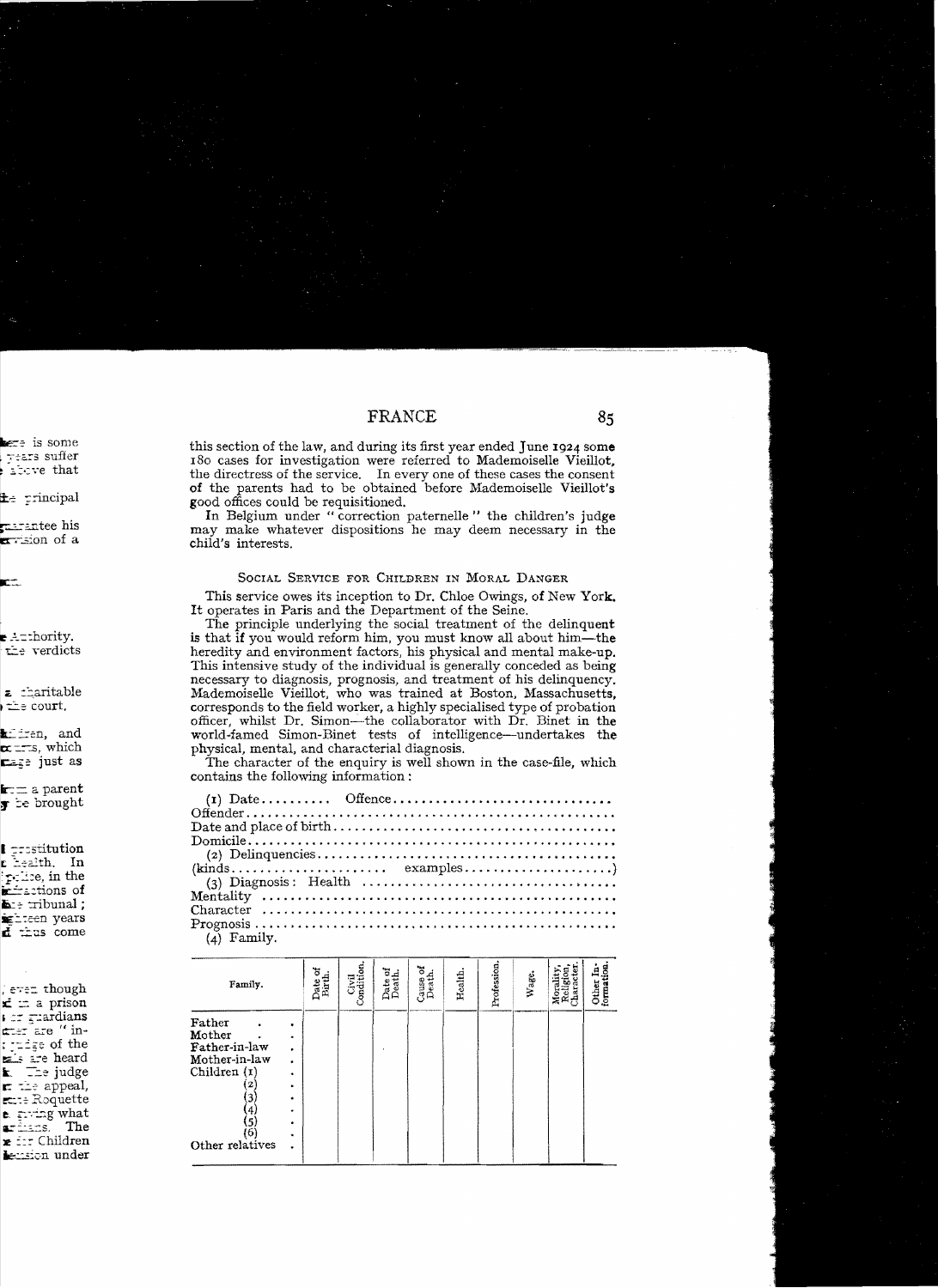this section of the law, and during its first year ended June 1924 some 180 cases for investigation were referred to Mademoiselle Vieillot, the directress of the service. In every one of these cases the consent of the parents had to be obtained before Mademoiselle Vieillot's good offices could be requisitioned.

In Belgium under "correction paternelle" the children's judge may make whatever dispositions he may deem necessary in the child's interests.

### Social Service for Children in Moral Danger

This service owes its inception to Dr. Chloe Owings, of New York. It operates in Paris and the Department of the Seine.

The principle underlying the social treatment of the delinquent is that if you would reform him, you must know all about him—the heredity and environment factors, his physical and mental make-up. This intensive study of the individual is generally conceded as being necessary to diagnosis, prognosis, and treatment of his delinquency. Mademoiselle Vieillot, who was trained at Boston, Massachusetts, corresponds to the field worker, a highly specialised type of probation officer, whilst Dr. Simon—the collaborator with Dr. Binet in the world-famed Simon-Binet tests of intelligence—undertakes the physical, mental, and characterial diagnosis.

The character of the enquiry is well shown in the case-file, which contains the following information:

(1) Date.......... Offence...............................
Offender..................................................
Date and place of birth...................................
Domicile..................................................
(2) Delinquencies.........................................
(kinds..................... examples.....................)
(3) Diagnosis: Health ...................................
Mentality ................................................
Character ................................................
Prognosis ................................................
(4) Family.

| Family. | Date of Birth. | Civil Condition. | Date of Death. | Cause of Death. | Health. | Profession. | Wage. | Morality, Religion, Character. | Other Information. |
|---|---|---|---|---|---|---|---|---|---|
| Father | | | | | | | | | |
| Mother | | | | | | | | | |
| Father-in-law | | | | | | | | | |
| Mother-in-law | | | | | | | | | |
| Children (1) | | | | | | | | | |
| (2) | | | | | | | | | |
| (3) | | | | | | | | | |
| (4) | | | | | | | | | |
| (5) | | | | | | | | | |
| (6) | | | | | | | | | |
| Other relatives | | | | | | | | | |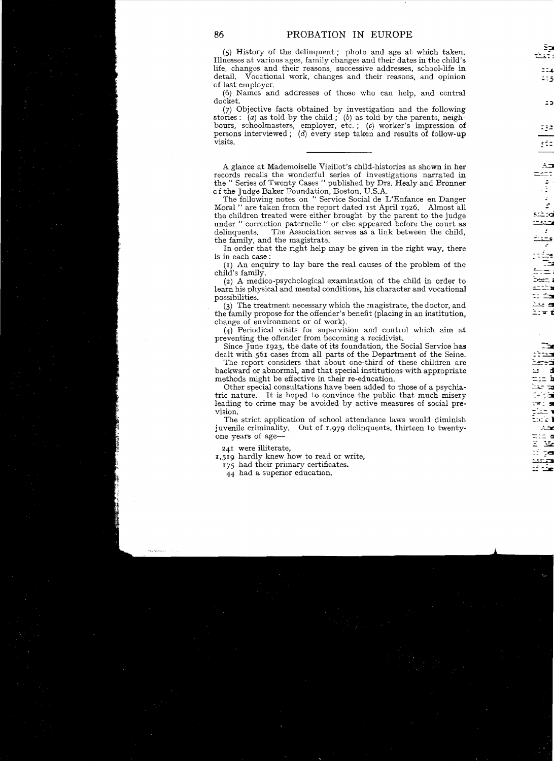(5) History of the delinquent; photo and age at which taken. Illnesses at various ages, family changes and their dates in the child's life, changes and their reasons, successive addresses, school-life in detail. Vocational work, changes and their reasons, and opinion of last employer.

(6) Names and addresses of those who can help, and central docket.

(7) Objective facts obtained by investigation and the following stories: (*a*) as told by the child; (*b*) as told by the parents, neighbours, schoolmasters, employer, etc.; (*c*) worker's impression of persons interviewed; (*d*) every step taken and results of follow-up visits.

---

A glance at Mademoiselle Vieillot's child-histories as shown in her records recalls the wonderful series of investigations narrated in the " Series of Twenty Cases " published by Drs. Healy and Bronner of the Judge Baker Foundation, Boston, U.S.A.

The following notes on " Service Social de L'Enfance en Danger Moral " are taken from the report dated 1st April 1926. Almost all the children treated were either brought by the parent to the judge under " correction paternelle " or else appeared before the court as delinquents. The Association serves as a link between the child, the family, and the magistrate.

In order that the right help may be given in the right way, there is in each case:

(1) An enquiry to lay bare the real causes of the problem of the child's family.

(2) A medico-psychological examination of the child in order to learn his physical and mental conditions, his character and vocational possibilities.

(3) The treatment necessary which the magistrate, the doctor, and the family propose for the offender's benefit (placing in an institution, change of environment or of work).

(4) Periodical visits for supervision and control which aim at preventing the offender from becoming a recidivist.

Since June 1923, the date of its foundation, the Social Service has dealt with 561 cases from all parts of the Department of the Seine.

The report considers that about one-third of these children are backward or abnormal, and that special institutions with appropriate methods might be effective in their re-education.

Other special consultations have been added to those of a psychiatric nature. It is hoped to convince the public that much misery leading to crime may be avoided by active measures of social prevision.

The strict application of school attendance laws would diminish juvenile criminality. Out of 1,979 delinquents, thirteen to twenty-one years of age—

241 were illiterate,
1,519 hardly knew how to read or write,
175 had their primary certificates.
44 had a superior education.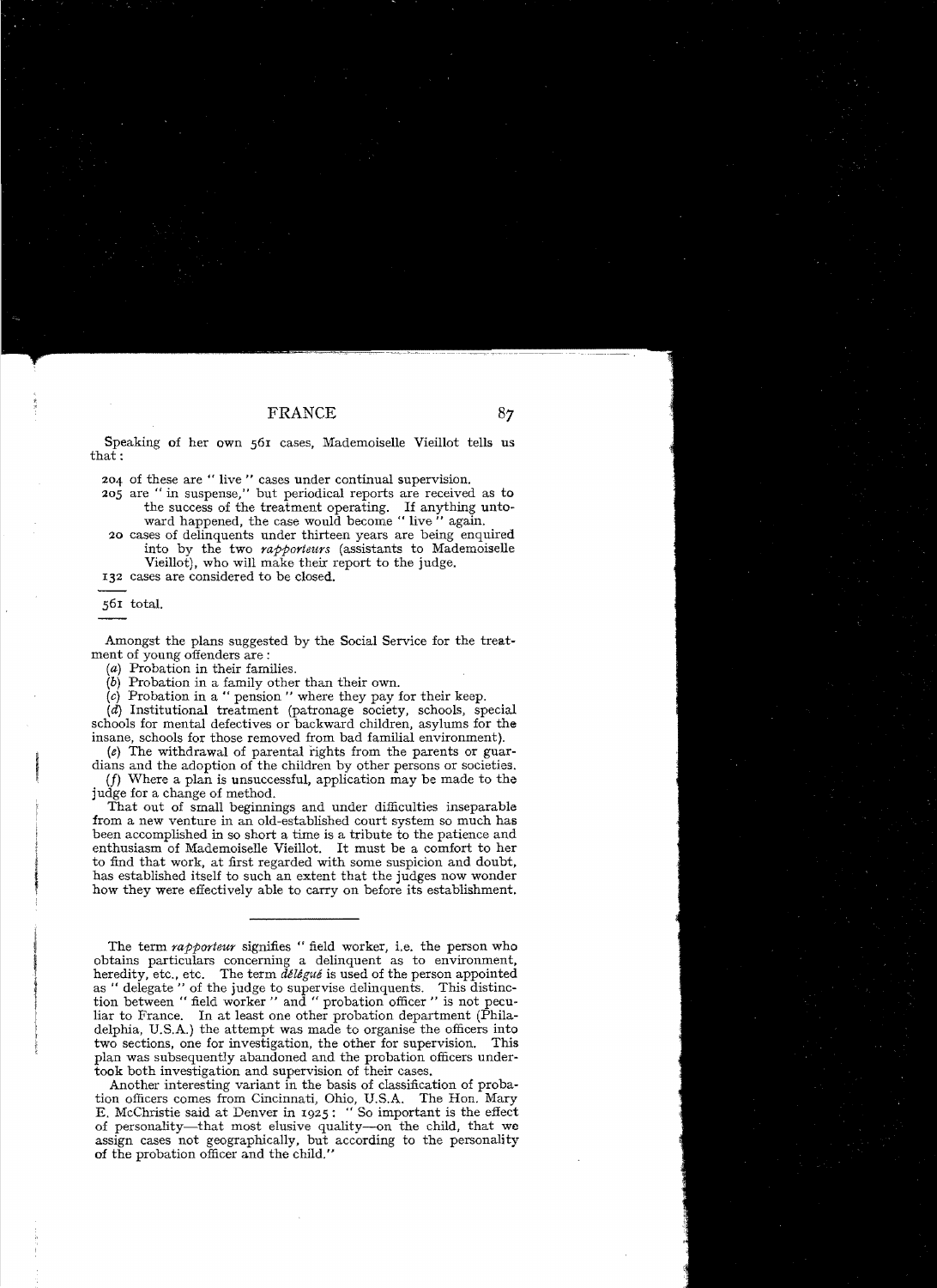Speaking of her own 561 cases, Mademoiselle Vieillot tells us that:

204 of these are "live" cases under continual supervision.
205 are "in suspense," but periodical reports are received as to the success of the treatment operating. If anything untoward happened, the case would become "live" again.
20 cases of delinquents under thirteen years are being enquired into by the two *rapporteurs* (assistants to Mademoiselle Vieillot), who will make their report to the judge.
132 cases are considered to be closed.

561 total.

Amongst the plans suggested by the Social Service for the treatment of young offenders are:

(*a*) Probation in their families.

(*b*) Probation in a family other than their own.

(*c*) Probation in a "pension" where they pay for their keep.

(*d*) Institutional treatment (patronage society, schools, special schools for mental defectives or backward children, asylums for the insane, schools for those removed from bad familial environment).

(*e*) The withdrawal of parental rights from the parents or guardians and the adoption of the children by other persons or societies.

(*f*) Where a plan is unsuccessful, application may be made to the judge for a change of method.

That out of small beginnings and under difficulties inseparable from a new venture in an old-established court system so much has been accomplished in so short a time is a tribute to the patience and enthusiasm of Mademoiselle Vieillot. It must be a comfort to her to find that work, at first regarded with some suspicion and doubt, has established itself to such an extent that the judges now wonder how they were effectively able to carry on before its establishment.

---

The term *rapporteur* signifies "field worker, i.e. the person who obtains particulars concerning a delinquent as to environment, heredity, etc., etc. The term *délégué* is used of the person appointed as "delegate" of the judge to supervise delinquents. This distinction between "field worker" and "probation officer" is not peculiar to France. In at least one other probation department (Philadelphia, U.S.A.) the attempt was made to organise the officers into two sections, one for investigation, the other for supervision. This plan was subsequently abandoned and the probation officers undertook both investigation and supervision of their cases.

Another interesting variant in the basis of classification of probation officers comes from Cincinnati, Ohio, U.S.A. The Hon. Mary E. McChristie said at Denver in 1925: "So important is the effect of personality—that most elusive quality—on the child, that we assign cases not geographically, but according to the personality of the probation officer and the child."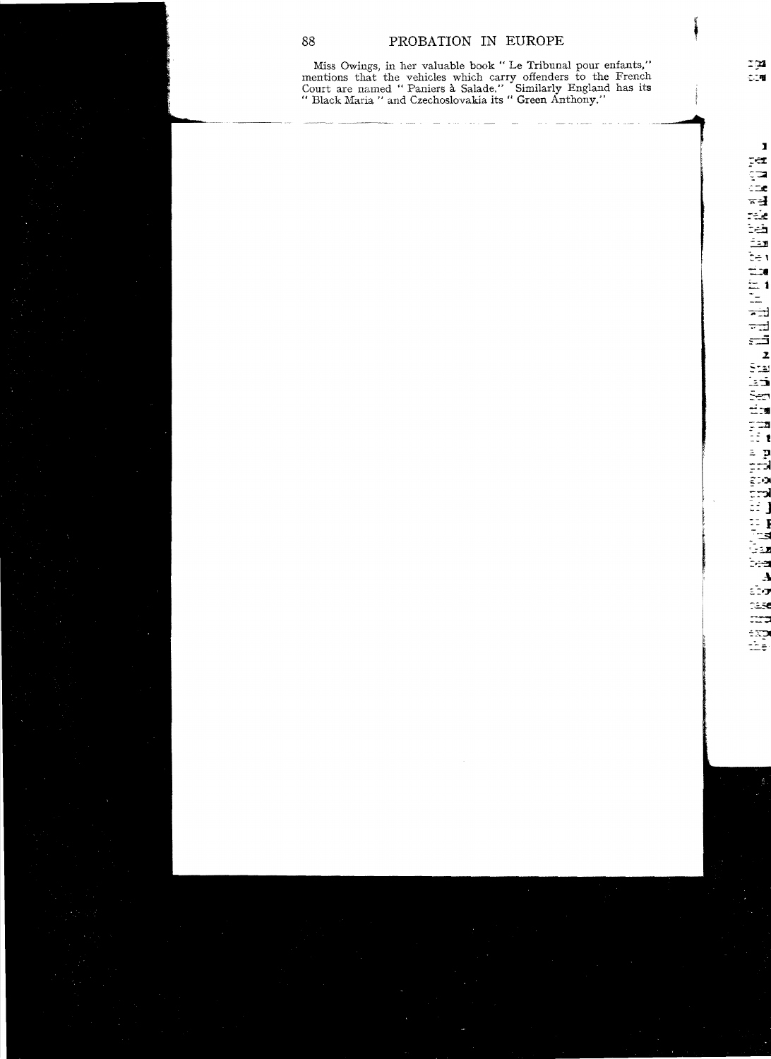Miss Owings, in her valuable book " Le Tribunal pour enfants," mentions that the vehicles which carry offenders to the French Court are named " Paniers à Salade." Similarly England has its " Black Maria " and Czechoslovakia its " Green Anthony."